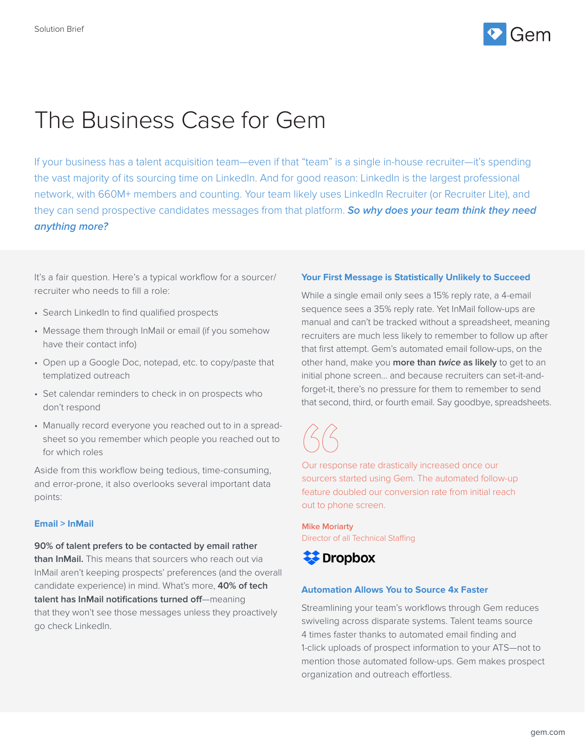Solution Brief

# The Business Case for Gem

If your business has a talent acquisition team—even if that "team" is a single in-house recruiter—it's spending the vast majority of its sourcing time on LinkedIn. And for good reason: LinkedIn is the largest professional network, with 660M+ members and counting. Your team likely uses LinkedIn Recruiter (or Recruiter Lite), and they can send prospective candidates messages from that platform. ***So why does your team think they need anything more?***

It's a fair question. Here's a typical workflow for a sourcer/recruiter who needs to fill a role:

- Search LinkedIn to find qualified prospects
- Message them through InMail or email (if you somehow have their contact info)
- Open up a Google Doc, notepad, etc. to copy/paste that templatized outreach
- Set calendar reminders to check in on prospects who don't respond
- Manually record everyone you reached out to in a spreadsheet so you remember which people you reached out to for which roles

Aside from this workflow being tedious, time-consuming, and error-prone, it also overlooks several important data points:

### Email > InMail

**90% of talent prefers to be contacted by email rather than InMail.** This means that sourcers who reach out via InMail aren't keeping prospects' preferences (and the overall candidate experience) in mind. What's more, **40% of tech talent has InMail notifications turned off**—meaning that they won't see those messages unless they proactively go check LinkedIn.

### Your First Message is Statistically Unlikely to Succeed

While a single email only sees a 15% reply rate, a 4-email sequence sees a 35% reply rate. Yet InMail follow-ups are manual and can't be tracked without a spreadsheet, meaning recruiters are much less likely to remember to follow up after that first attempt. Gem's automated email follow-ups, on the other hand, make you **more than *twice* as likely** to get to an initial phone screen... and because recruiters can set-it-and-forget-it, there's no pressure for them to remember to send that second, third, or fourth email. Say goodbye, spreadsheets.

> Our response rate drastically increased once our sourcers started using Gem. The automated follow-up feature doubled our conversion rate from initial reach out to phone screen.
>
> **Mike Moriarty**
> Director of all Technical Staffing
> Dropbox

### Automation Allows You to Source 4x Faster

Streamlining your team's workflows through Gem reduces swiveling across disparate systems. Talent teams source 4 times faster thanks to automated email finding and 1-click uploads of prospect information to your ATS—not to mention those automated follow-ups. Gem makes prospect organization and outreach effortless.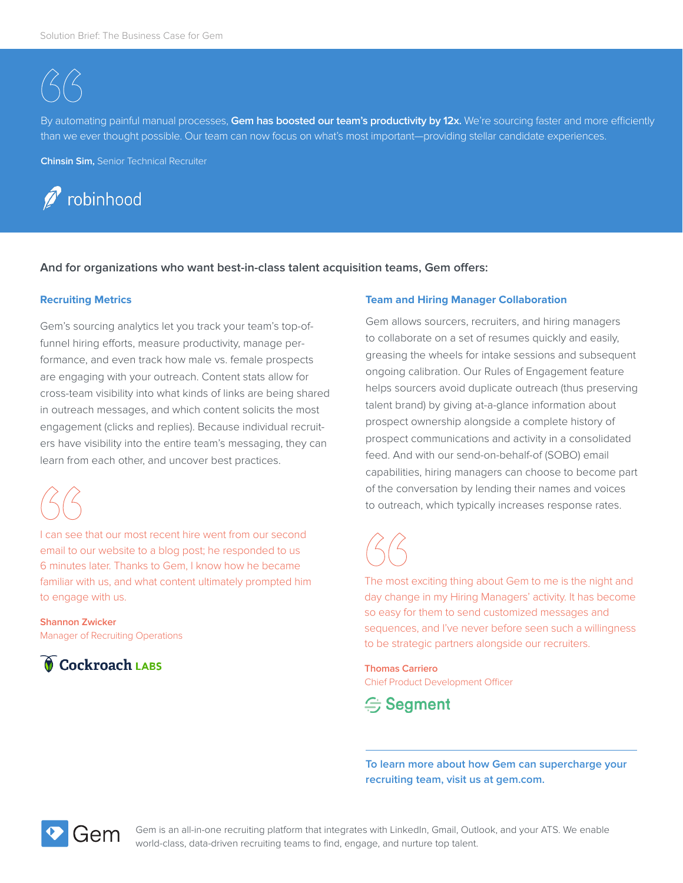> By automating painful manual processes, **Gem has boosted our team's productivity by 12x.** We're sourcing faster and more efficiently than we ever thought possible. Our team can now focus on what's most important—providing stellar candidate experiences.
>
> **Chinsin Sim,** Senior Technical Recruiter
>
> robinhood

**And for organizations who want best-in-class talent acquisition teams, Gem offers:**

### Recruiting Metrics

Gem's sourcing analytics let you track your team's top-of-funnel hiring efforts, measure productivity, manage performance, and even track how male vs. female prospects are engaging with your outreach. Content stats allow for cross-team visibility into what kinds of links are being shared in outreach messages, and which content solicits the most engagement (clicks and replies). Because individual recruiters have visibility into the entire team's messaging, they can learn from each other, and uncover best practices.

> I can see that our most recent hire went from our second email to our website to a blog post; he responded to us 6 minutes later. Thanks to Gem, I know how he became familiar with us, and what content ultimately prompted him to engage with us.
>
> **Shannon Zwicker**
> Manager of Recruiting Operations
>
> Cockroach LABS

### Team and Hiring Manager Collaboration

Gem allows sourcers, recruiters, and hiring managers to collaborate on a set of resumes quickly and easily, greasing the wheels for intake sessions and subsequent ongoing calibration. Our Rules of Engagement feature helps sourcers avoid duplicate outreach (thus preserving talent brand) by giving at-a-glance information about prospect ownership alongside a complete history of prospect communications and activity in a consolidated feed. And with our send-on-behalf-of (SOBO) email capabilities, hiring managers can choose to become part of the conversation by lending their names and voices to outreach, which typically increases response rates.

> The most exciting thing about Gem to me is the night and day change in my Hiring Managers' activity. It has become so easy for them to send customized messages and sequences, and I've never before seen such a willingness to be strategic partners alongside our recruiters.
>
> **Thomas Carriero**
> Chief Product Development Officer
>
> Segment

**To learn more about how Gem can supercharge your recruiting team, visit us at gem.com.**

Gem

Gem is an all-in-one recruiting platform that integrates with LinkedIn, Gmail, Outlook, and your ATS. We enable world-class, data-driven recruiting teams to find, engage, and nurture top talent.